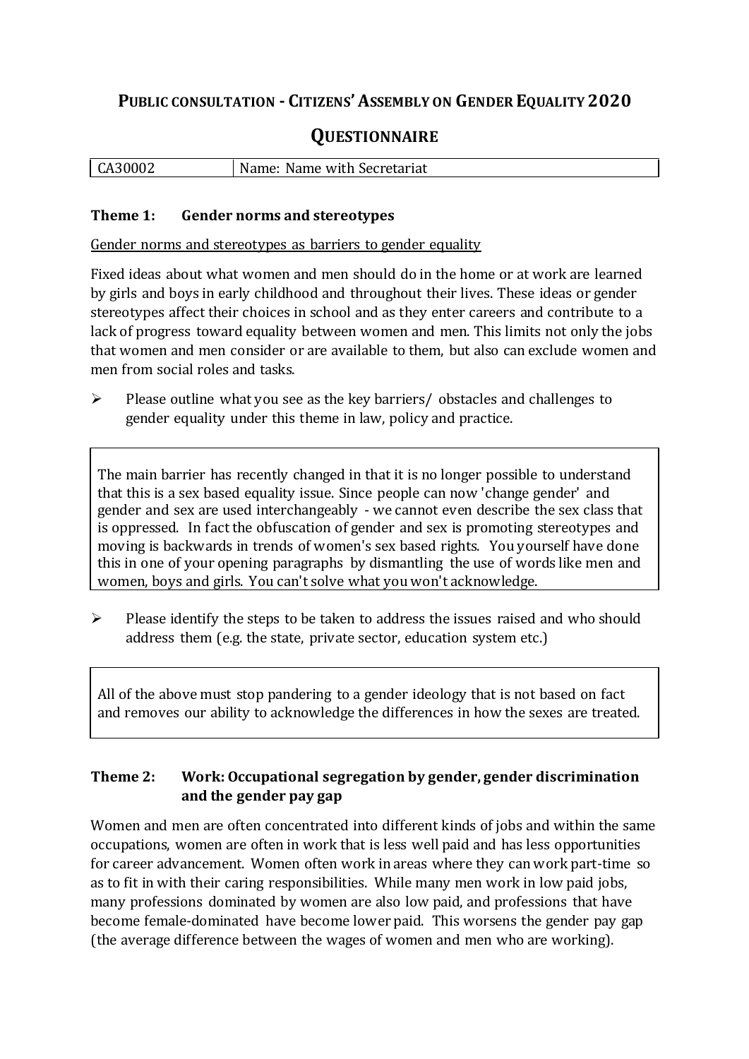# PUBLIC CONSULTATION - CITIZENS' ASSEMBLY ON GENDER EQUALITY 2020

## QUESTIONNAIRE

| CA30002 | Name: Name with Secretariat |
|---|---|

### Theme 1: Gender norms and stereotypes

Gender norms and stereotypes as barriers to gender equality

Fixed ideas about what women and men should do in the home or at work are learned by girls and boys in early childhood and throughout their lives. These ideas or gender stereotypes affect their choices in school and as they enter careers and contribute to a lack of progress toward equality between women and men. This limits not only the jobs that women and men consider or are available to them, but also can exclude women and men from social roles and tasks.

- Please outline what you see as the key barriers/ obstacles and challenges to gender equality under this theme in law, policy and practice.

The main barrier has recently changed in that it is no longer possible to understand that this is a sex based equality issue. Since people can now 'change gender' and gender and sex are used interchangeably - we cannot even describe the sex class that is oppressed. In fact the obfuscation of gender and sex is promoting stereotypes and moving is backwards in trends of women's sex based rights. You yourself have done this in one of your opening paragraphs by dismantling the use of words like men and women, boys and girls. You can't solve what you won't acknowledge.

- Please identify the steps to be taken to address the issues raised and who should address them (e.g. the state, private sector, education system etc.)

All of the above must stop pandering to a gender ideology that is not based on fact and removes our ability to acknowledge the differences in how the sexes are treated.

### Theme 2: Work: Occupational segregation by gender, gender discrimination and the gender pay gap

Women and men are often concentrated into different kinds of jobs and within the same occupations, women are often in work that is less well paid and has less opportunities for career advancement. Women often work in areas where they can work part-time so as to fit in with their caring responsibilities. While many men work in low paid jobs, many professions dominated by women are also low paid, and professions that have become female-dominated have become lower paid. This worsens the gender pay gap (the average difference between the wages of women and men who are working).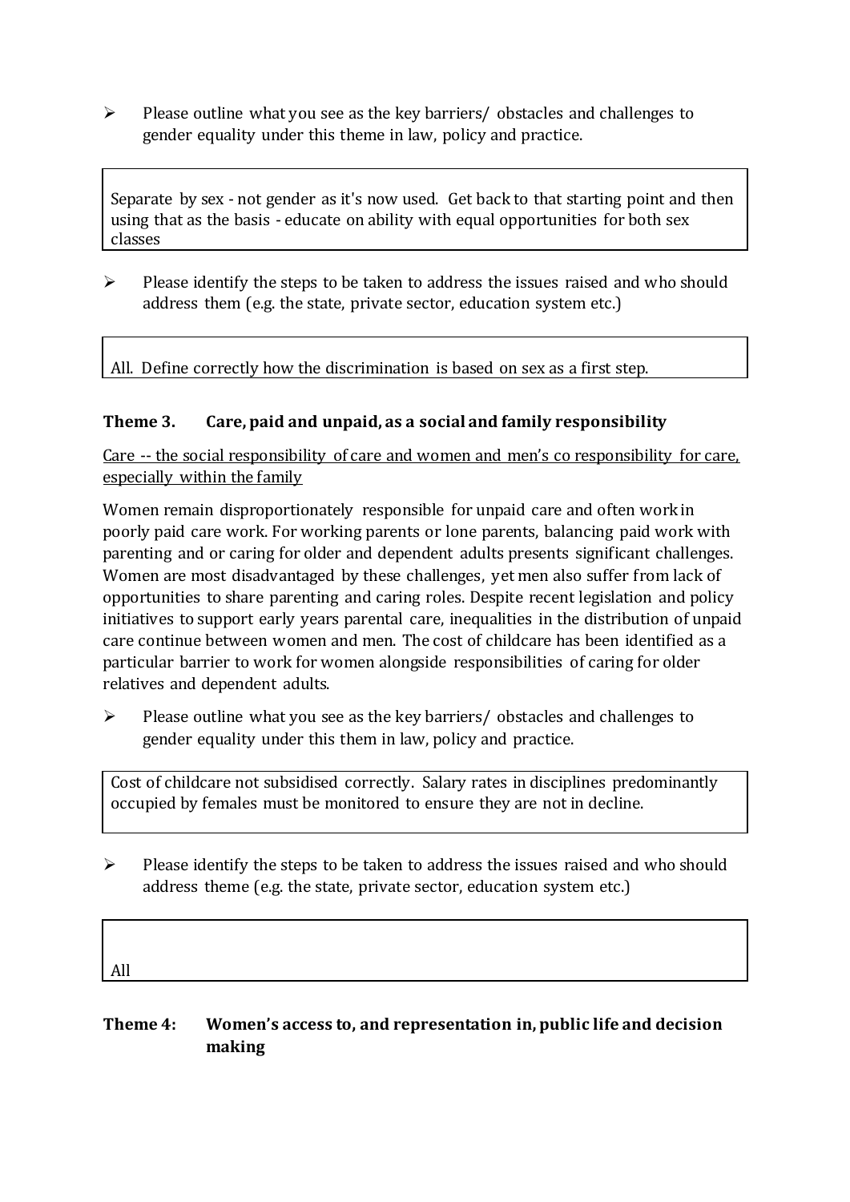- Please outline what you see as the key barriers/ obstacles and challenges to gender equality under this theme in law, policy and practice.

> Separate by sex - not gender as it's now used. Get back to that starting point and then using that as the basis - educate on ability with equal opportunities for both sex classes

- Please identify the steps to be taken to address the issues raised and who should address them (e.g. the state, private sector, education system etc.)

> All. Define correctly how the discrimination is based on sex as a first step.

### Theme 3. Care, paid and unpaid, as a social and family responsibility

Care -- the social responsibility of care and women and men's co responsibility for care, especially within the family

Women remain disproportionately responsible for unpaid care and often work in poorly paid care work. For working parents or lone parents, balancing paid work with parenting and or caring for older and dependent adults presents significant challenges. Women are most disadvantaged by these challenges, yet men also suffer from lack of opportunities to share parenting and caring roles. Despite recent legislation and policy initiatives to support early years parental care, inequalities in the distribution of unpaid care continue between women and men. The cost of childcare has been identified as a particular barrier to work for women alongside responsibilities of caring for older relatives and dependent adults.

- Please outline what you see as the key barriers/ obstacles and challenges to gender equality under this them in law, policy and practice.

> Cost of childcare not subsidised correctly. Salary rates in disciplines predominantly occupied by females must be monitored to ensure they are not in decline.

- Please identify the steps to be taken to address the issues raised and who should address theme (e.g. the state, private sector, education system etc.)

> All

### Theme 4: Women's access to, and representation in, public life and decision making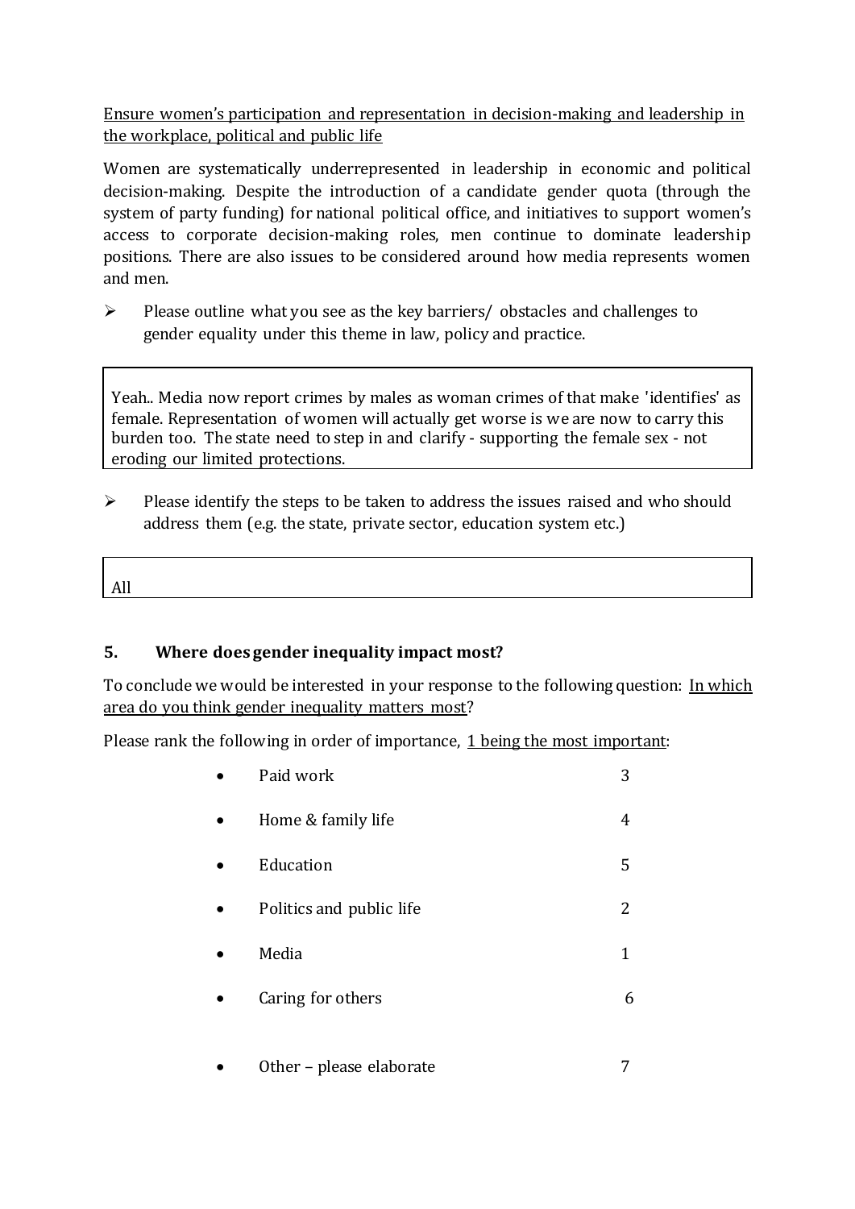Ensure women's participation and representation in decision-making and leadership in the workplace, political and public life

Women are systematically underrepresented in leadership in economic and political decision-making. Despite the introduction of a candidate gender quota (through the system of party funding) for national political office, and initiatives to support women's access to corporate decision-making roles, men continue to dominate leadership positions. There are also issues to be considered around how media represents women and men.

- Please outline what you see as the key barriers/ obstacles and challenges to gender equality under this theme in law, policy and practice.

> Yeah.. Media now report crimes by males as woman crimes of that make 'identifies' as female. Representation of women will actually get worse is we are now to carry this burden too. The state need to step in and clarify - supporting the female sex - not eroding our limited protections.

- Please identify the steps to be taken to address the issues raised and who should address them (e.g. the state, private sector, education system etc.)

> All

## 5. Where does gender inequality impact most?

To conclude we would be interested in your response to the following question: In which area do you think gender inequality matters most?

Please rank the following in order of importance, 1 being the most important:

| | |
|---|---|
| • Paid work | 3 |
| • Home & family life | 4 |
| • Education | 5 |
| • Politics and public life | 2 |
| • Media | 1 |
| • Caring for others | 6 |
| • Other – please elaborate | 7 |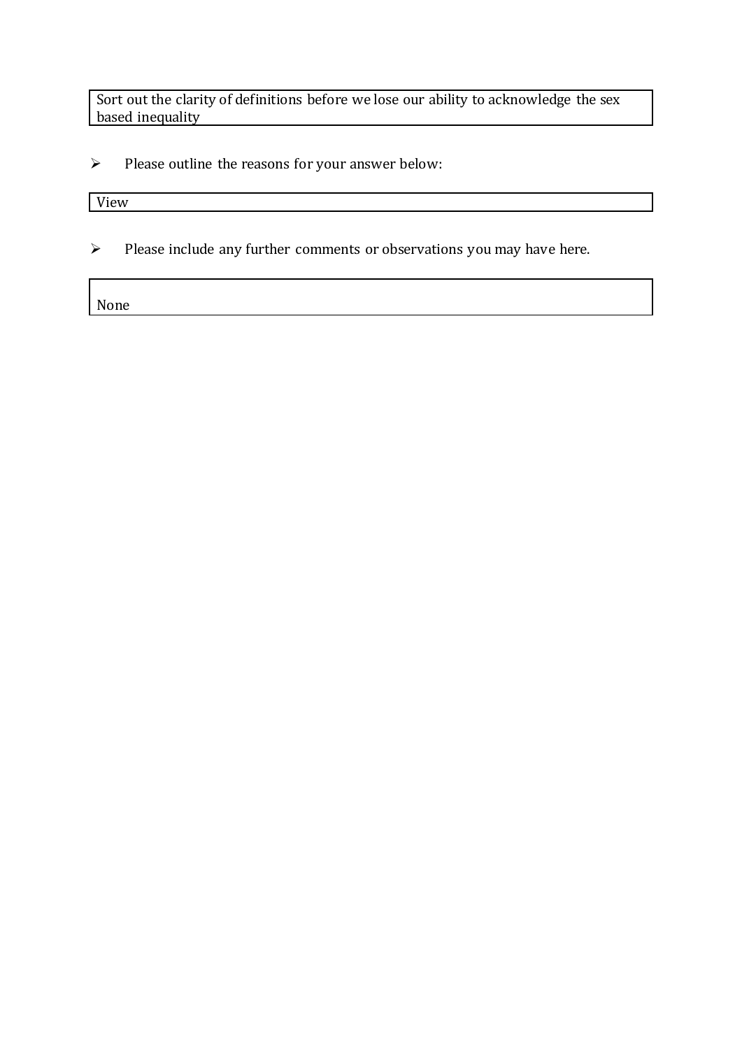Sort out the clarity of definitions before we lose our ability to acknowledge the sex based inequality

- Please outline the reasons for your answer below:

View

- Please include any further comments or observations you may have here.

None